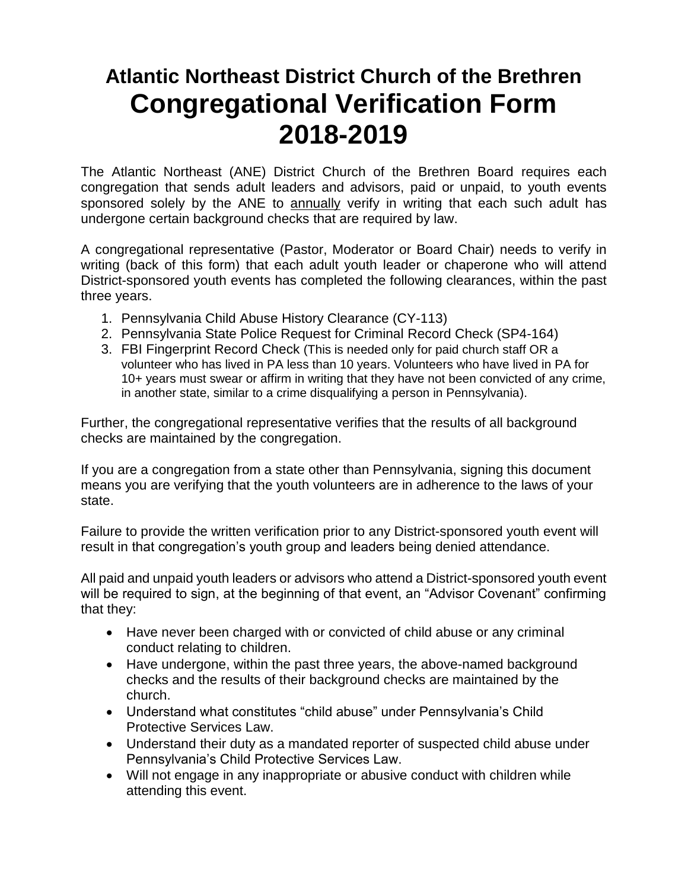# Atlantic Northeast District Church of the Brethren

# Congregational Verification Form 2018-2019

The Atlantic Northeast (ANE) District Church of the Brethren Board requires each congregation that sends adult leaders and advisors, paid or unpaid, to youth events sponsored solely by the ANE to annually verify in writing that each such adult has undergone certain background checks that are required by law.

A congregational representative (Pastor, Moderator or Board Chair) needs to verify in writing (back of this form) that each adult youth leader or chaperone who will attend District-sponsored youth events has completed the following clearances, within the past three years.

1. Pennsylvania Child Abuse History Clearance (CY-113)
2. Pennsylvania State Police Request for Criminal Record Check (SP4-164)
3. FBI Fingerprint Record Check (This is needed only for paid church staff OR a volunteer who has lived in PA less than 10 years. Volunteers who have lived in PA for 10+ years must swear or affirm in writing that they have not been convicted of any crime, in another state, similar to a crime disqualifying a person in Pennsylvania).

Further, the congregational representative verifies that the results of all background checks are maintained by the congregation.

If you are a congregation from a state other than Pennsylvania, signing this document means you are verifying that the youth volunteers are in adherence to the laws of your state.

Failure to provide the written verification prior to any District-sponsored youth event will result in that congregation's youth group and leaders being denied attendance.

All paid and unpaid youth leaders or advisors who attend a District-sponsored youth event will be required to sign, at the beginning of that event, an "Advisor Covenant" confirming that they:

- Have never been charged with or convicted of child abuse or any criminal conduct relating to children.
- Have undergone, within the past three years, the above-named background checks and the results of their background checks are maintained by the church.
- Understand what constitutes "child abuse" under Pennsylvania's Child Protective Services Law.
- Understand their duty as a mandated reporter of suspected child abuse under Pennsylvania's Child Protective Services Law.
- Will not engage in any inappropriate or abusive conduct with children while attending this event.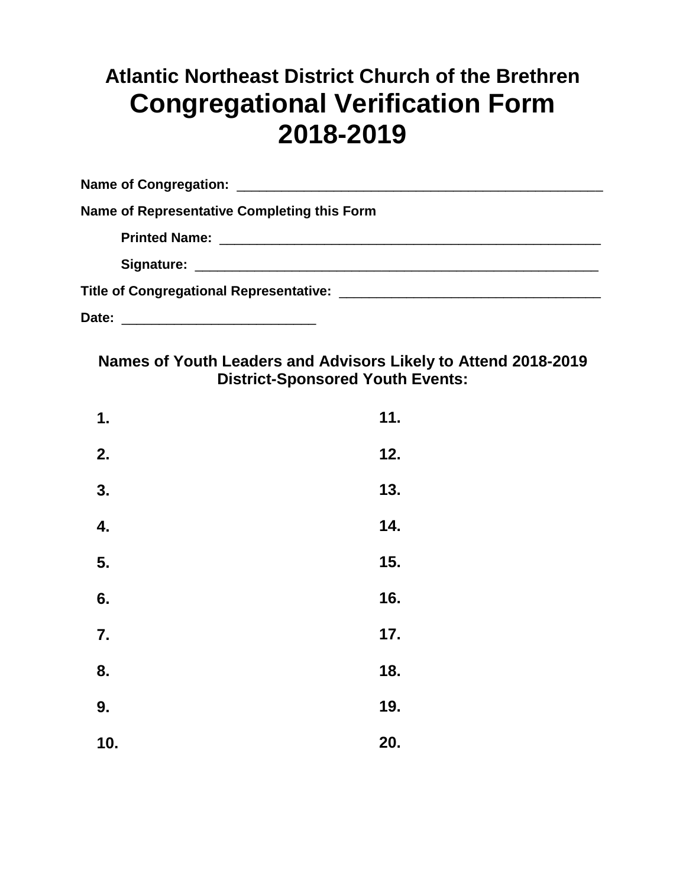# Atlantic Northeast District Church of the Brethren
# Congregational Verification Form
# 2018-2019

**Name of Congregation:** ____________________________________________________

**Name of Representative Completing this Form**

**Printed Name:** ______________________________________________________

**Signature:** _________________________________________________________

**Title of Congregational Representative:** ___________________________________

**Date:** __________________________

## Names of Youth Leaders and Advisors Likely to Attend 2018-2019 District-Sponsored Youth Events:

**1.**

**2.**

**3.**

**4.**

**5.**

**6.**

**7.**

**8.**

**9.**

**10.**

**11.**

**12.**

**13.**

**14.**

**15.**

**16.**

**17.**

**18.**

**19.**

**20.**